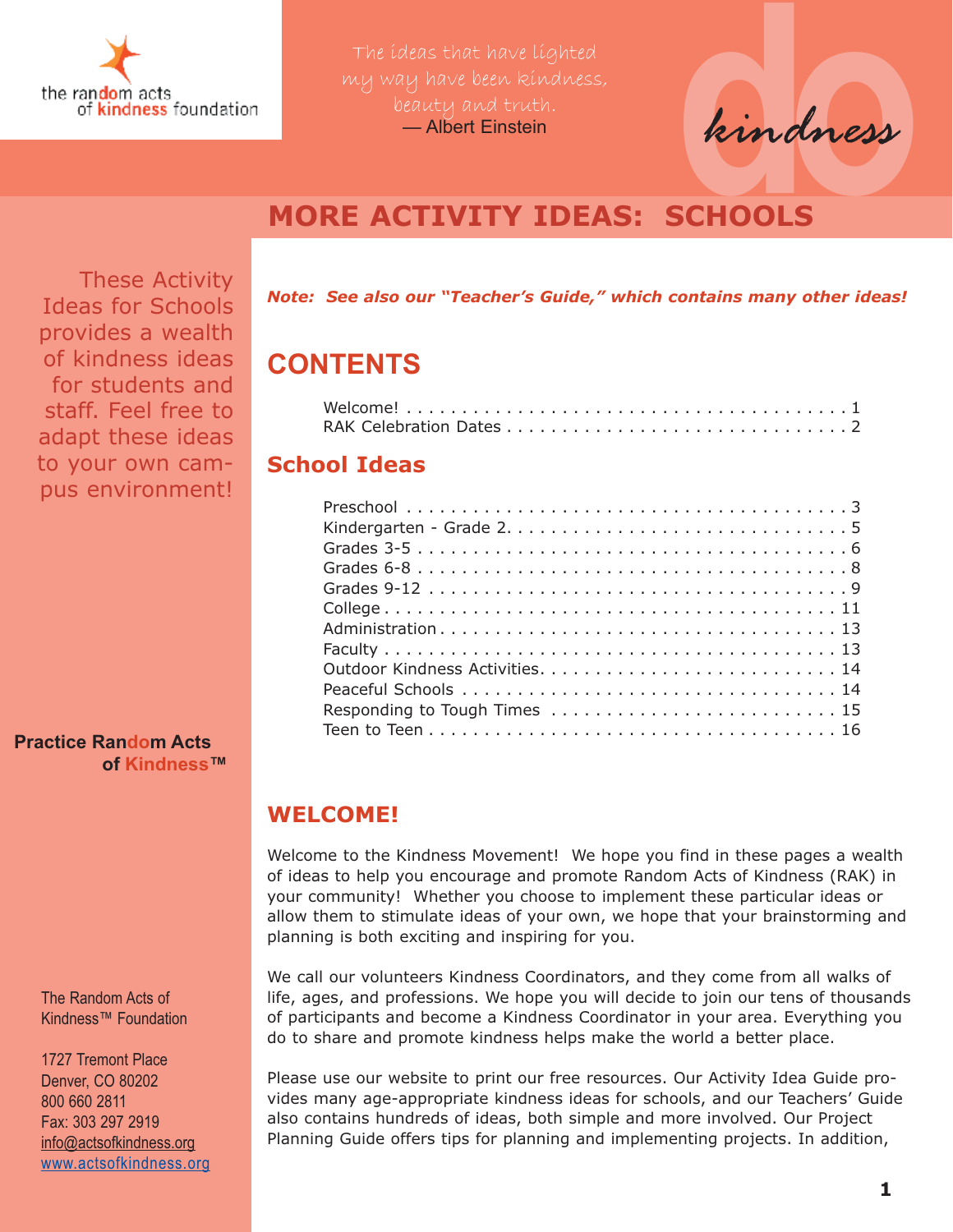the random acts of kindness foundation

The ideas that have lighted my way have been kindness, beauty and truth.
— Albert Einstein

do kindness

# MORE ACTIVITY IDEAS: SCHOOLS

These Activity Ideas for Schools provides a wealth of kindness ideas for students and staff. Feel free to adapt these ideas to your own campus environment!

**Practice Random Acts of Kindness™**

The Random Acts of Kindness™ Foundation

1727 Tremont Place
Denver, CO 80202
800 660 2811
Fax: 303 297 2919
info@actsofkindness.org
www.actsofkindness.org

***Note: See also our "Teacher's Guide," which contains many other ideas!***

## CONTENTS

- Welcome! . . . . . . . . . . . . . . . . . . . . . . . . . . . . . . . . . . . . . . . 1
- RAK Celebration Dates . . . . . . . . . . . . . . . . . . . . . . . . . . . . . 2

### School Ideas

- Preschool . . . . . . . . . . . . . . . . . . . . . . . . . . . . . . . . . . . . . . . 3
- Kindergarten - Grade 2. . . . . . . . . . . . . . . . . . . . . . . . . . . . . 5
- Grades 3-5 . . . . . . . . . . . . . . . . . . . . . . . . . . . . . . . . . . . . . 6
- Grades 6-8 . . . . . . . . . . . . . . . . . . . . . . . . . . . . . . . . . . . . . 8
- Grades 9-12 . . . . . . . . . . . . . . . . . . . . . . . . . . . . . . . . . . . . 9
- College . . . . . . . . . . . . . . . . . . . . . . . . . . . . . . . . . . . . . . . 11
- Administration . . . . . . . . . . . . . . . . . . . . . . . . . . . . . . . . . . 13
- Faculty . . . . . . . . . . . . . . . . . . . . . . . . . . . . . . . . . . . . . . . 13
- Outdoor Kindness Activities. . . . . . . . . . . . . . . . . . . . . . . . . 14
- Peaceful Schools . . . . . . . . . . . . . . . . . . . . . . . . . . . . . . . . . 14
- Responding to Tough Times . . . . . . . . . . . . . . . . . . . . . . . . . 15
- Teen to Teen . . . . . . . . . . . . . . . . . . . . . . . . . . . . . . . . . . . . 16

## WELCOME!

Welcome to the Kindness Movement! We hope you find in these pages a wealth of ideas to help you encourage and promote Random Acts of Kindness (RAK) in your community! Whether you choose to implement these particular ideas or allow them to stimulate ideas of your own, we hope that your brainstorming and planning is both exciting and inspiring for you.

We call our volunteers Kindness Coordinators, and they come from all walks of life, ages, and professions. We hope you will decide to join our tens of thousands of participants and become a Kindness Coordinator in your area. Everything you do to share and promote kindness helps make the world a better place.

Please use our website to print our free resources. Our Activity Idea Guide provides many age-appropriate kindness ideas for schools, and our Teachers' Guide also contains hundreds of ideas, both simple and more involved. Our Project Planning Guide offers tips for planning and implementing projects. In addition,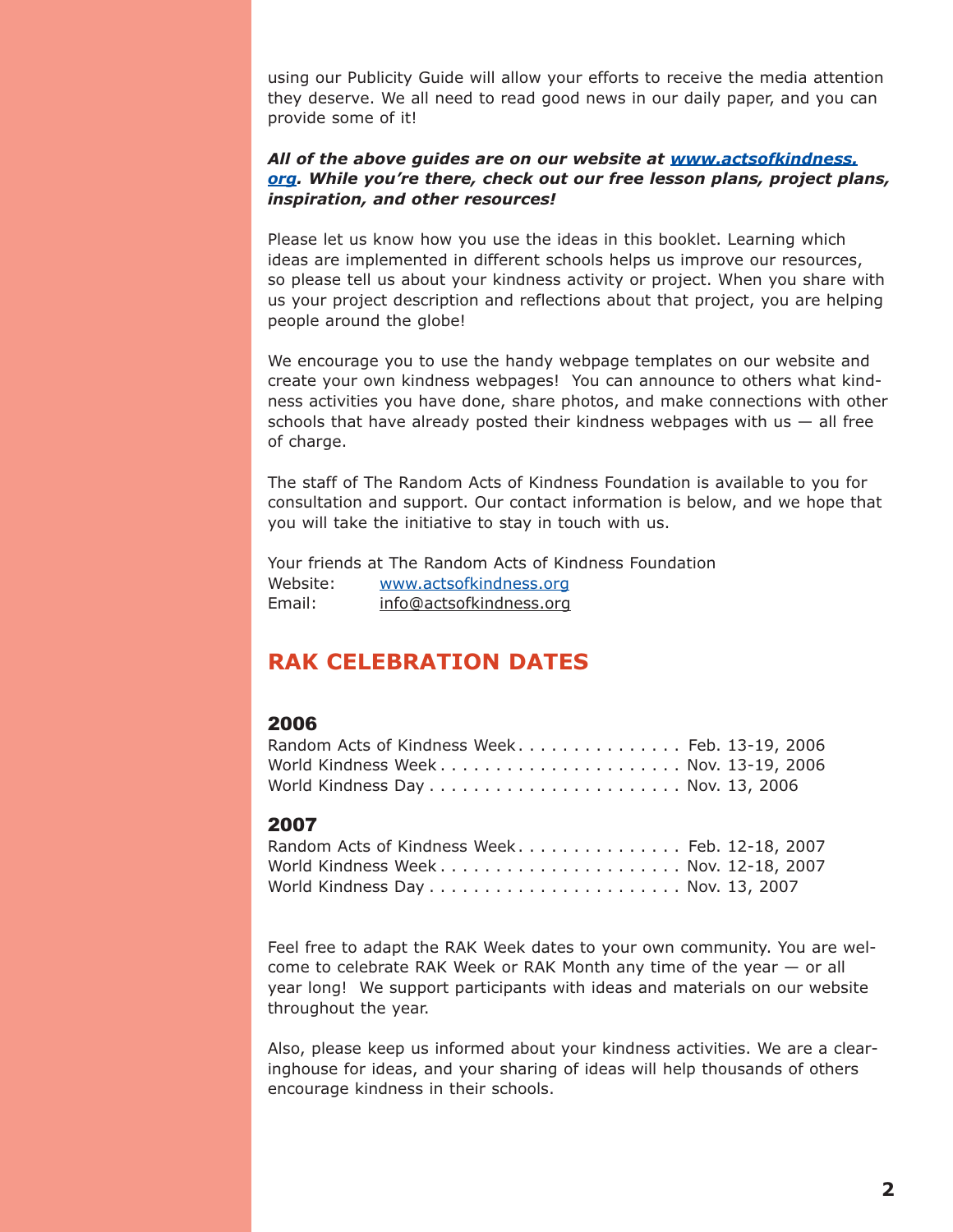using our Publicity Guide will allow your efforts to receive the media attention they deserve. We all need to read good news in our daily paper, and you can provide some of it!

***All of the above guides are on our website at [www.actsofkindness.org](http://www.actsofkindness.org). While you're there, check out our free lesson plans, project plans, inspiration, and other resources!***

Please let us know how you use the ideas in this booklet. Learning which ideas are implemented in different schools helps us improve our resources, so please tell us about your kindness activity or project. When you share with us your project description and reflections about that project, you are helping people around the globe!

We encourage you to use the handy webpage templates on our website and create your own kindness webpages! You can announce to others what kindness activities you have done, share photos, and make connections with other schools that have already posted their kindness webpages with us — all free of charge.

The staff of The Random Acts of Kindness Foundation is available to you for consultation and support. Our contact information is below, and we hope that you will take the initiative to stay in touch with us.

Your friends at The Random Acts of Kindness Foundation
Website: [www.actsofkindness.org](http://www.actsofkindness.org)
Email: info@actsofkindness.org

## RAK CELEBRATION DATES

### 2006

Random Acts of Kindness Week . . . . . . . . . . . . . . . Feb. 13-19, 2006
World Kindness Week . . . . . . . . . . . . . . . . . . . . . . Nov. 13-19, 2006
World Kindness Day . . . . . . . . . . . . . . . . . . . . . . . Nov. 13, 2006

### 2007

Random Acts of Kindness Week . . . . . . . . . . . . . . . Feb. 12-18, 2007
World Kindness Week . . . . . . . . . . . . . . . . . . . . . . Nov. 12-18, 2007
World Kindness Day . . . . . . . . . . . . . . . . . . . . . . . Nov. 13, 2007

Feel free to adapt the RAK Week dates to your own community. You are welcome to celebrate RAK Week or RAK Month any time of the year — or all year long! We support participants with ideas and materials on our website throughout the year.

Also, please keep us informed about your kindness activities. We are a clearinghouse for ideas, and your sharing of ideas will help thousands of others encourage kindness in their schools.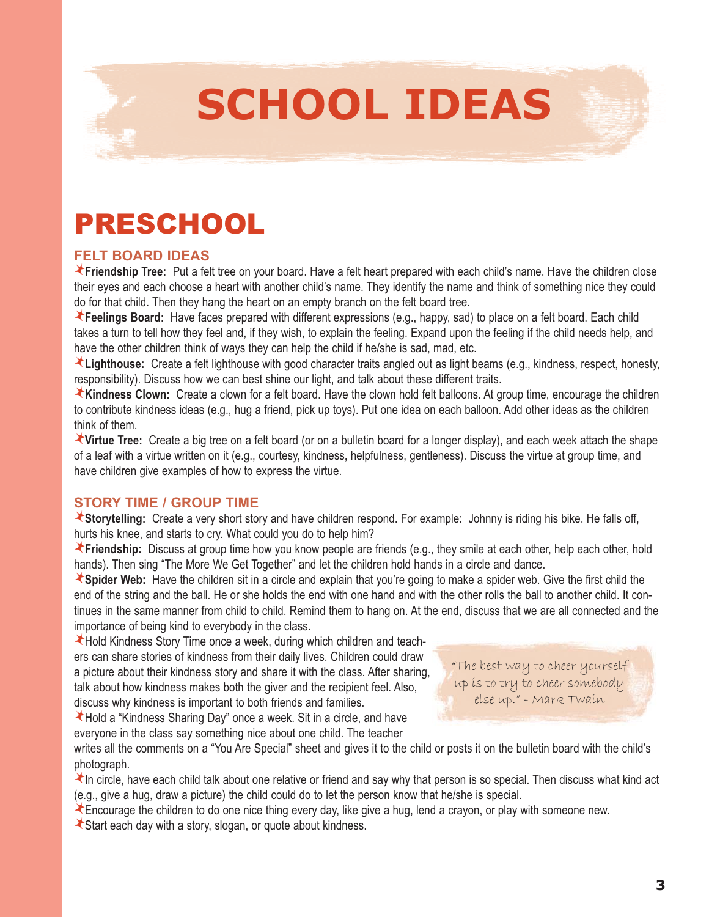# SCHOOL IDEAS

## PRESCHOOL

### FELT BOARD IDEAS

- **Friendship Tree:** Put a felt tree on your board. Have a felt heart prepared with each child's name. Have the children close their eyes and each choose a heart with another child's name. They identify the name and think of something nice they could do for that child. Then they hang the heart on an empty branch on the felt board tree.
- **Feelings Board:** Have faces prepared with different expressions (e.g., happy, sad) to place on a felt board. Each child takes a turn to tell how they feel and, if they wish, to explain the feeling. Expand upon the feeling if the child needs help, and have the other children think of ways they can help the child if he/she is sad, mad, etc.
- **Lighthouse:** Create a felt lighthouse with good character traits angled out as light beams (e.g., kindness, respect, honesty, responsibility). Discuss how we can best shine our light, and talk about these different traits.
- **Kindness Clown:** Create a clown for a felt board. Have the clown hold felt balloons. At group time, encourage the children to contribute kindness ideas (e.g., hug a friend, pick up toys). Put one idea on each balloon. Add other ideas as the children think of them.
- **Virtue Tree:** Create a big tree on a felt board (or on a bulletin board for a longer display), and each week attach the shape of a leaf with a virtue written on it (e.g., courtesy, kindness, helpfulness, gentleness). Discuss the virtue at group time, and have children give examples of how to express the virtue.

### STORY TIME / GROUP TIME

- **Storytelling:** Create a very short story and have children respond. For example: Johnny is riding his bike. He falls off, hurts his knee, and starts to cry. What could you do to help him?
- **Friendship:** Discuss at group time how you know people are friends (e.g., they smile at each other, help each other, hold hands). Then sing "The More We Get Together" and let the children hold hands in a circle and dance.
- **Spider Web:** Have the children sit in a circle and explain that you're going to make a spider web. Give the first child the end of the string and the ball. He or she holds the end with one hand and with the other rolls the ball to another child. It continues in the same manner from child to child. Remind them to hang on. At the end, discuss that we are all connected and the importance of being kind to everybody in the class.
- Hold Kindness Story Time once a week, during which children and teachers can share stories of kindness from their daily lives. Children could draw a picture about their kindness story and share it with the class. After sharing, talk about how kindness makes both the giver and the recipient feel. Also, discuss why kindness is important to both friends and families.
- Hold a "Kindness Sharing Day" once a week. Sit in a circle, and have everyone in the class say something nice about one child. The teacher writes all the comments on a "You Are Special" sheet and gives it to the child or posts it on the bulletin board with the child's photograph.
- In circle, have each child talk about one relative or friend and say why that person is so special. Then discuss what kind act (e.g., give a hug, draw a picture) the child could do to let the person know that he/she is special.
- Encourage the children to do one nice thing every day, like give a hug, lend a crayon, or play with someone new.
- Start each day with a story, slogan, or quote about kindness.

> "The best way to cheer yourself up is to try to cheer somebody else up." - Mark Twain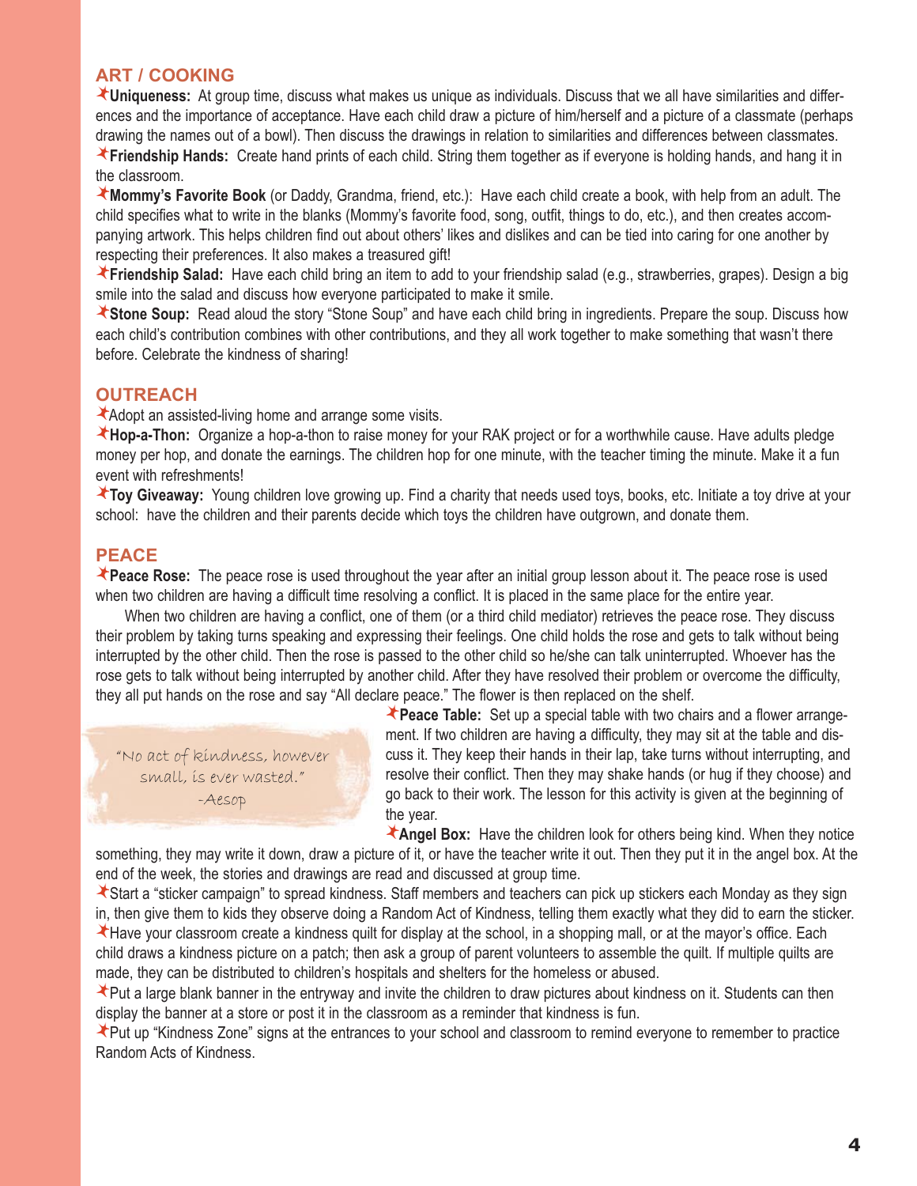## ART / COOKING

**Uniqueness:** At group time, discuss what makes us unique as individuals. Discuss that we all have similarities and differences and the importance of acceptance. Have each child draw a picture of him/herself and a picture of a classmate (perhaps drawing the names out of a bowl). Then discuss the drawings in relation to similarities and differences between classmates.

**Friendship Hands:** Create hand prints of each child. String them together as if everyone is holding hands, and hang it in the classroom.

**Mommy's Favorite Book** (or Daddy, Grandma, friend, etc.): Have each child create a book, with help from an adult. The child specifies what to write in the blanks (Mommy's favorite food, song, outfit, things to do, etc.), and then creates accompanying artwork. This helps children find out about others' likes and dislikes and can be tied into caring for one another by respecting their preferences. It also makes a treasured gift!

**Friendship Salad:** Have each child bring an item to add to your friendship salad (e.g., strawberries, grapes). Design a big smile into the salad and discuss how everyone participated to make it smile.

**Stone Soup:** Read aloud the story "Stone Soup" and have each child bring in ingredients. Prepare the soup. Discuss how each child's contribution combines with other contributions, and they all work together to make something that wasn't there before. Celebrate the kindness of sharing!

## OUTREACH

Adopt an assisted-living home and arrange some visits.

**Hop-a-Thon:** Organize a hop-a-thon to raise money for your RAK project or for a worthwhile cause. Have adults pledge money per hop, and donate the earnings. The children hop for one minute, with the teacher timing the minute. Make it a fun event with refreshments!

**Toy Giveaway:** Young children love growing up. Find a charity that needs used toys, books, etc. Initiate a toy drive at your school: have the children and their parents decide which toys the children have outgrown, and donate them.

## PEACE

**Peace Rose:** The peace rose is used throughout the year after an initial group lesson about it. The peace rose is used when two children are having a difficult time resolving a conflict. It is placed in the same place for the entire year.

When two children are having a conflict, one of them (or a third child mediator) retrieves the peace rose. They discuss their problem by taking turns speaking and expressing their feelings. One child holds the rose and gets to talk without being interrupted by the other child. Then the rose is passed to the other child so he/she can talk uninterrupted. Whoever has the rose gets to talk without being interrupted by another child. After they have resolved their problem or overcome the difficulty, they all put hands on the rose and say "All declare peace." The flower is then replaced on the shelf.

*"No act of kindness, however small, is ever wasted."*
*-Aesop*

**Peace Table:** Set up a special table with two chairs and a flower arrangement. If two children are having a difficulty, they may sit at the table and discuss it. They keep their hands in their lap, take turns without interrupting, and resolve their conflict. Then they may shake hands (or hug if they choose) and go back to their work. The lesson for this activity is given at the beginning of the year.

**Angel Box:** Have the children look for others being kind. When they notice something, they may write it down, draw a picture of it, or have the teacher write it out. Then they put it in the angel box. At the end of the week, the stories and drawings are read and discussed at group time.

Start a "sticker campaign" to spread kindness. Staff members and teachers can pick up stickers each Monday as they sign in, then give them to kids they observe doing a Random Act of Kindness, telling them exactly what they did to earn the sticker.

Have your classroom create a kindness quilt for display at the school, in a shopping mall, or at the mayor's office. Each child draws a kindness picture on a patch; then ask a group of parent volunteers to assemble the quilt. If multiple quilts are made, they can be distributed to children's hospitals and shelters for the homeless or abused.

Put a large blank banner in the entryway and invite the children to draw pictures about kindness on it. Students can then display the banner at a store or post it in the classroom as a reminder that kindness is fun.

Put up "Kindness Zone" signs at the entrances to your school and classroom to remind everyone to remember to practice Random Acts of Kindness.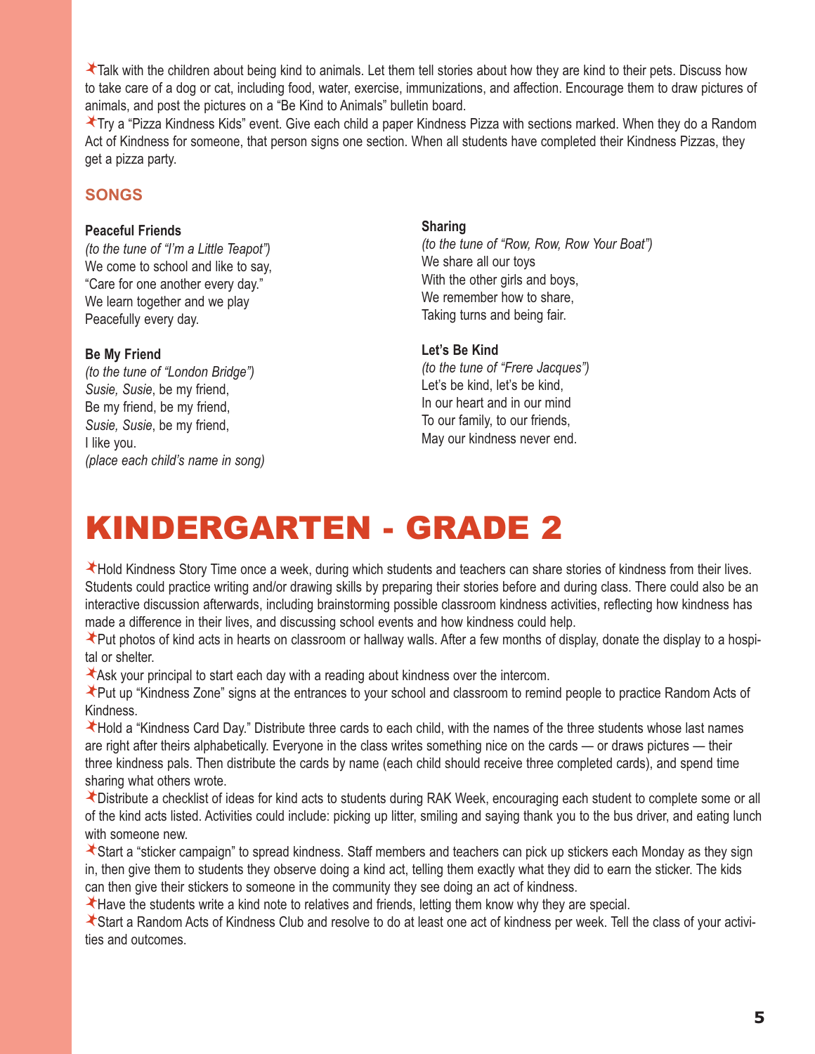- Talk with the children about being kind to animals. Let them tell stories about how they are kind to their pets. Discuss how to take care of a dog or cat, including food, water, exercise, immunizations, and affection. Encourage them to draw pictures of animals, and post the pictures on a "Be Kind to Animals" bulletin board.
- Try a "Pizza Kindness Kids" event. Give each child a paper Kindness Pizza with sections marked. When they do a Random Act of Kindness for someone, that person signs one section. When all students have completed their Kindness Pizzas, they get a pizza party.

## SONGS

**Peaceful Friends**
*(to the tune of "I'm a Little Teapot")*
We come to school and like to say,
"Care for one another every day."
We learn together and we play
Peacefully every day.

**Be My Friend**
*(to the tune of "London Bridge")*
*Susie, Susie*, be my friend,
Be my friend, be my friend,
*Susie, Susie*, be my friend,
I like you.
*(place each child's name in song)*

**Sharing**
*(to the tune of "Row, Row, Row Your Boat")*
We share all our toys
With the other girls and boys,
We remember how to share,
Taking turns and being fair.

**Let's Be Kind**
*(to the tune of "Frere Jacques")*
Let's be kind, let's be kind,
In our heart and in our mind
To our family, to our friends,
May our kindness never end.

# KINDERGARTEN - GRADE 2

- Hold Kindness Story Time once a week, during which students and teachers can share stories of kindness from their lives. Students could practice writing and/or drawing skills by preparing their stories before and during class. There could also be an interactive discussion afterwards, including brainstorming possible classroom kindness activities, reflecting how kindness has made a difference in their lives, and discussing school events and how kindness could help.
- Put photos of kind acts in hearts on classroom or hallway walls. After a few months of display, donate the display to a hospital or shelter.
- Ask your principal to start each day with a reading about kindness over the intercom.
- Put up "Kindness Zone" signs at the entrances to your school and classroom to remind people to practice Random Acts of Kindness.
- Hold a "Kindness Card Day." Distribute three cards to each child, with the names of the three students whose last names are right after theirs alphabetically. Everyone in the class writes something nice on the cards — or draws pictures — their three kindness pals. Then distribute the cards by name (each child should receive three completed cards), and spend time sharing what others wrote.
- Distribute a checklist of ideas for kind acts to students during RAK Week, encouraging each student to complete some or all of the kind acts listed. Activities could include: picking up litter, smiling and saying thank you to the bus driver, and eating lunch with someone new.
- Start a "sticker campaign" to spread kindness. Staff members and teachers can pick up stickers each Monday as they sign in, then give them to students they observe doing a kind act, telling them exactly what they did to earn the sticker. The kids can then give their stickers to someone in the community they see doing an act of kindness.
- Have the students write a kind note to relatives and friends, letting them know why they are special.
- Start a Random Acts of Kindness Club and resolve to do at least one act of kindness per week. Tell the class of your activities and outcomes.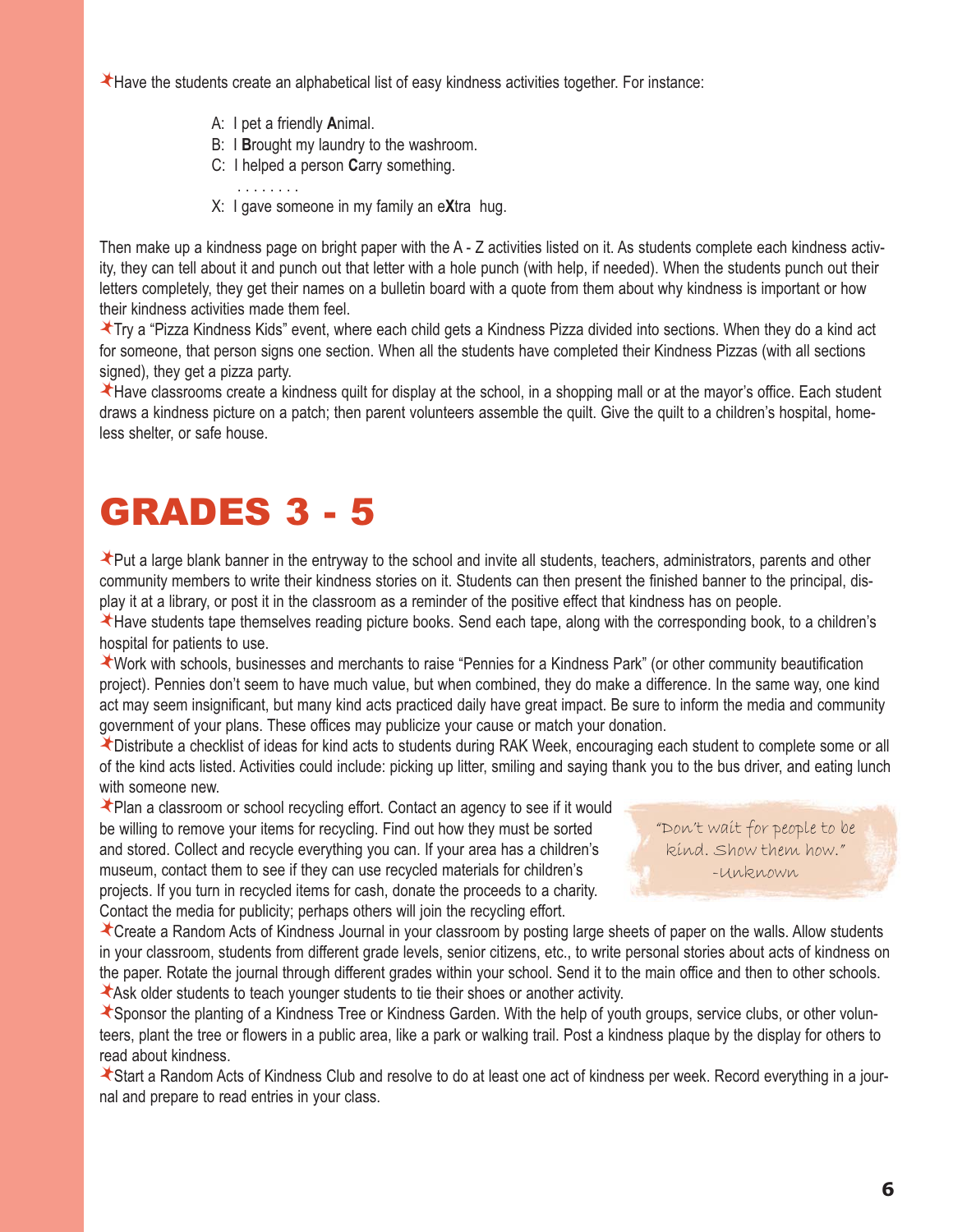- Have the students create an alphabetical list of easy kindness activities together. For instance:

  A: I pet a friendly **A**nimal.
  B: I **B**rought my laundry to the washroom.
  C: I helped a person **C**arry something.
  . . . . . . . .
  X: I gave someone in my family an e**X**tra hug.

Then make up a kindness page on bright paper with the A - Z activities listed on it. As students complete each kindness activity, they can tell about it and punch out that letter with a hole punch (with help, if needed). When the students punch out their letters completely, they get their names on a bulletin board with a quote from them about why kindness is important or how their kindness activities made them feel.

- Try a "Pizza Kindness Kids" event, where each child gets a Kindness Pizza divided into sections. When they do a kind act for someone, that person signs one section. When all the students have completed their Kindness Pizzas (with all sections signed), they get a pizza party.
- Have classrooms create a kindness quilt for display at the school, in a shopping mall or at the mayor's office. Each student draws a kindness picture on a patch; then parent volunteers assemble the quilt. Give the quilt to a children's hospital, homeless shelter, or safe house.

# GRADES 3 - 5

- Put a large blank banner in the entryway to the school and invite all students, teachers, administrators, parents and other community members to write their kindness stories on it. Students can then present the finished banner to the principal, display it at a library, or post it in the classroom as a reminder of the positive effect that kindness has on people.
- Have students tape themselves reading picture books. Send each tape, along with the corresponding book, to a children's hospital for patients to use.
- Work with schools, businesses and merchants to raise "Pennies for a Kindness Park" (or other community beautification project). Pennies don't seem to have much value, but when combined, they do make a difference. In the same way, one kind act may seem insignificant, but many kind acts practiced daily have great impact. Be sure to inform the media and community government of your plans. These offices may publicize your cause or match your donation.
- Distribute a checklist of ideas for kind acts to students during RAK Week, encouraging each student to complete some or all of the kind acts listed. Activities could include: picking up litter, smiling and saying thank you to the bus driver, and eating lunch with someone new.
- Plan a classroom or school recycling effort. Contact an agency to see if it would be willing to remove your items for recycling. Find out how they must be sorted and stored. Collect and recycle everything you can. If your area has a children's museum, contact them to see if they can use recycled materials for children's projects. If you turn in recycled items for cash, donate the proceeds to a charity. Contact the media for publicity; perhaps others will join the recycling effort.

> "Don't wait for people to be kind. Show them how."
> -Unknown

- Create a Random Acts of Kindness Journal in your classroom by posting large sheets of paper on the walls. Allow students in your classroom, students from different grade levels, senior citizens, etc., to write personal stories about acts of kindness on the paper. Rotate the journal through different grades within your school. Send it to the main office and then to other schools.
- Ask older students to teach younger students to tie their shoes or another activity.
- Sponsor the planting of a Kindness Tree or Kindness Garden. With the help of youth groups, service clubs, or other volunteers, plant the tree or flowers in a public area, like a park or walking trail. Post a kindness plaque by the display for others to read about kindness.
- Start a Random Acts of Kindness Club and resolve to do at least one act of kindness per week. Record everything in a journal and prepare to read entries in your class.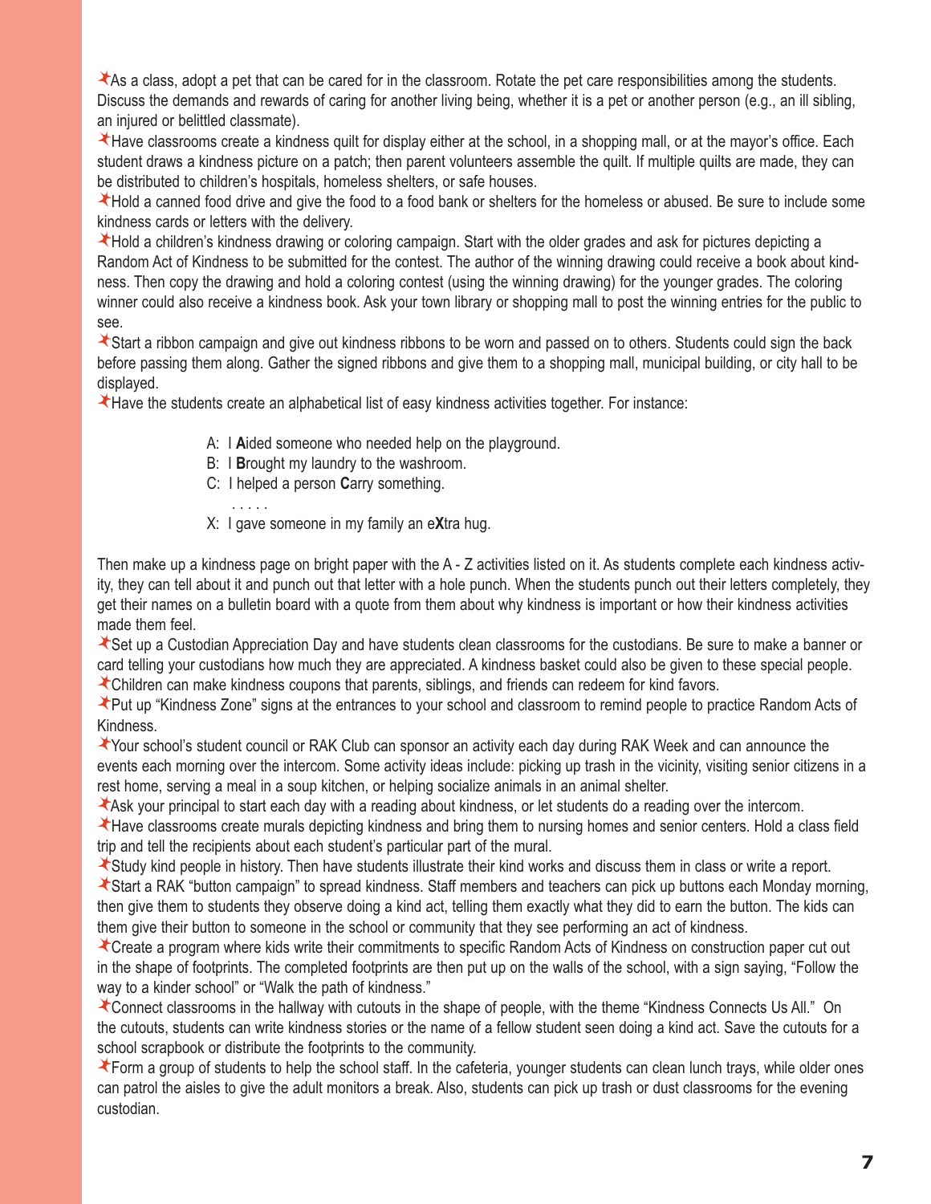- As a class, adopt a pet that can be cared for in the classroom. Rotate the pet care responsibilities among the students. Discuss the demands and rewards of caring for another living being, whether it is a pet or another person (e.g., an ill sibling, an injured or belittled classmate).
- Have classrooms create a kindness quilt for display either at the school, in a shopping mall, or at the mayor's office. Each student draws a kindness picture on a patch; then parent volunteers assemble the quilt. If multiple quilts are made, they can be distributed to children's hospitals, homeless shelters, or safe houses.
- Hold a canned food drive and give the food to a food bank or shelters for the homeless or abused. Be sure to include some kindness cards or letters with the delivery.
- Hold a children's kindness drawing or coloring campaign. Start with the older grades and ask for pictures depicting a Random Act of Kindness to be submitted for the contest. The author of the winning drawing could receive a book about kindness. Then copy the drawing and hold a coloring contest (using the winning drawing) for the younger grades. The coloring winner could also receive a kindness book. Ask your town library or shopping mall to post the winning entries for the public to see.
- Start a ribbon campaign and give out kindness ribbons to be worn and passed on to others. Students could sign the back before passing them along. Gather the signed ribbons and give them to a shopping mall, municipal building, or city hall to be displayed.
- Have the students create an alphabetical list of easy kindness activities together. For instance:

  A: I **A**ided someone who needed help on the playground.
  B: I **B**rought my laundry to the washroom.
  C: I helped a person **C**arry something.
  . . . . .
  X: I gave someone in my family an e**X**tra hug.

Then make up a kindness page on bright paper with the A - Z activities listed on it. As students complete each kindness activity, they can tell about it and punch out that letter with a hole punch. When the students punch out their letters completely, they get their names on a bulletin board with a quote from them about why kindness is important or how their kindness activities made them feel.

- Set up a Custodian Appreciation Day and have students clean classrooms for the custodians. Be sure to make a banner or card telling your custodians how much they are appreciated. A kindness basket could also be given to these special people.
- Children can make kindness coupons that parents, siblings, and friends can redeem for kind favors.
- Put up "Kindness Zone" signs at the entrances to your school and classroom to remind people to practice Random Acts of Kindness.
- Your school's student council or RAK Club can sponsor an activity each day during RAK Week and can announce the events each morning over the intercom. Some activity ideas include: picking up trash in the vicinity, visiting senior citizens in a rest home, serving a meal in a soup kitchen, or helping socialize animals in an animal shelter.
- Ask your principal to start each day with a reading about kindness, or let students do a reading over the intercom.
- Have classrooms create murals depicting kindness and bring them to nursing homes and senior centers. Hold a class field trip and tell the recipients about each student's particular part of the mural.
- Study kind people in history. Then have students illustrate their kind works and discuss them in class or write a report.
- Start a RAK "button campaign" to spread kindness. Staff members and teachers can pick up buttons each Monday morning, then give them to students they observe doing a kind act, telling them exactly what they did to earn the button. The kids can them give their button to someone in the school or community that they see performing an act of kindness.
- Create a program where kids write their commitments to specific Random Acts of Kindness on construction paper cut out in the shape of footprints. The completed footprints are then put up on the walls of the school, with a sign saying, "Follow the way to a kinder school" or "Walk the path of kindness."
- Connect classrooms in the hallway with cutouts in the shape of people, with the theme "Kindness Connects Us All." On the cutouts, students can write kindness stories or the name of a fellow student seen doing a kind act. Save the cutouts for a school scrapbook or distribute the footprints to the community.
- Form a group of students to help the school staff. In the cafeteria, younger students can clean lunch trays, while older ones can patrol the aisles to give the adult monitors a break. Also, students can pick up trash or dust classrooms for the evening custodian.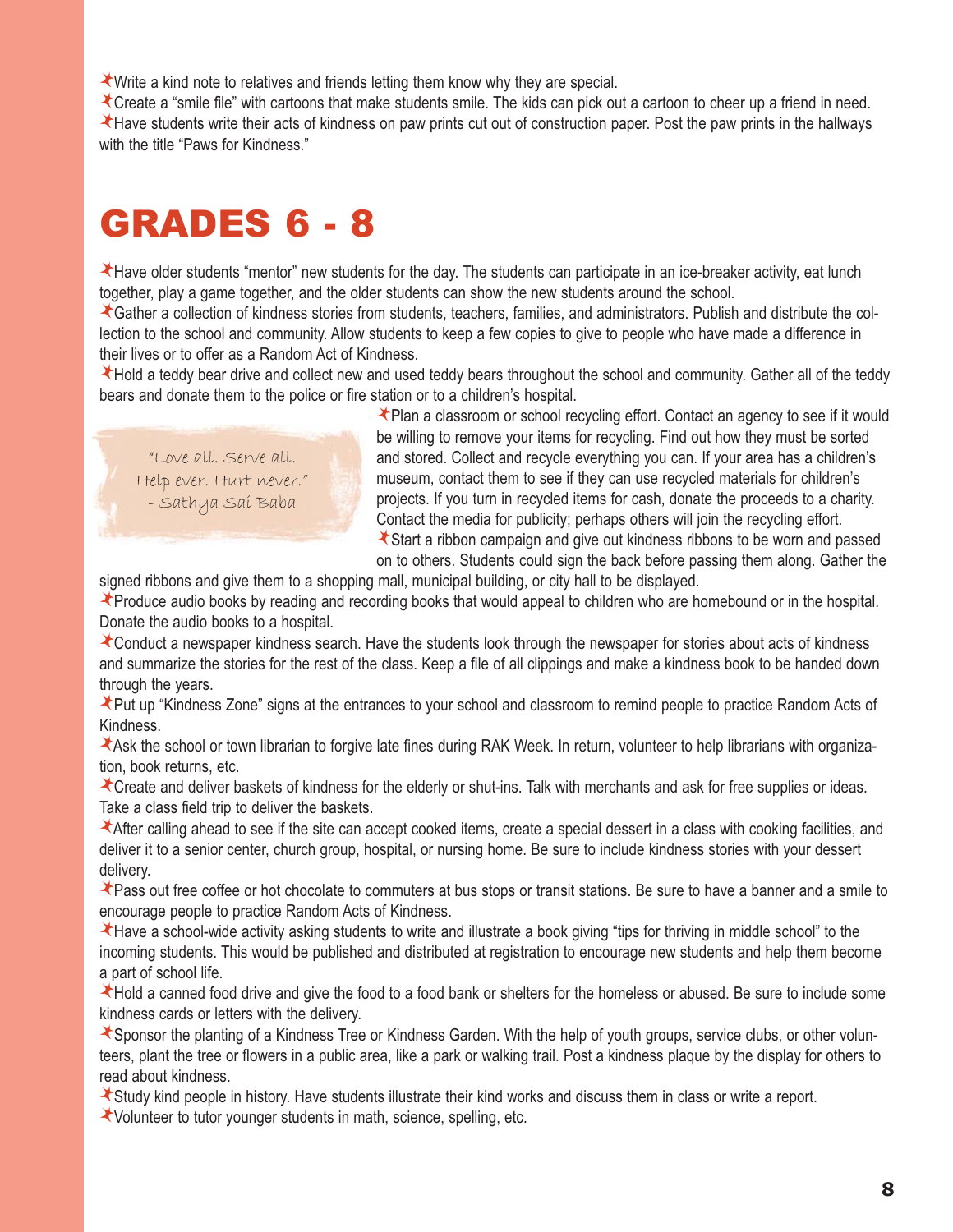- Write a kind note to relatives and friends letting them know why they are special.
- Create a "smile file" with cartoons that make students smile. The kids can pick out a cartoon to cheer up a friend in need.
- Have students write their acts of kindness on paw prints cut out of construction paper. Post the paw prints in the hallways with the title "Paws for Kindness."

# GRADES 6 - 8

- Have older students "mentor" new students for the day. The students can participate in an ice-breaker activity, eat lunch together, play a game together, and the older students can show the new students around the school.
- Gather a collection of kindness stories from students, teachers, families, and administrators. Publish and distribute the collection to the school and community. Allow students to keep a few copies to give to people who have made a difference in their lives or to offer as a Random Act of Kindness.
- Hold a teddy bear drive and collect new and used teddy bears throughout the school and community. Gather all of the teddy bears and donate them to the police or fire station or to a children's hospital.

> "Love all. Serve all. Help ever. Hurt never." - Sathya Sai Baba

- Plan a classroom or school recycling effort. Contact an agency to see if it would be willing to remove your items for recycling. Find out how they must be sorted and stored. Collect and recycle everything you can. If your area has a children's museum, contact them to see if they can use recycled materials for children's projects. If you turn in recycled items for cash, donate the proceeds to a charity. Contact the media for publicity; perhaps others will join the recycling effort.
- Start a ribbon campaign and give out kindness ribbons to be worn and passed on to others. Students could sign the back before passing them along. Gather the signed ribbons and give them to a shopping mall, municipal building, or city hall to be displayed.
- Produce audio books by reading and recording books that would appeal to children who are homebound or in the hospital. Donate the audio books to a hospital.
- Conduct a newspaper kindness search. Have the students look through the newspaper for stories about acts of kindness and summarize the stories for the rest of the class. Keep a file of all clippings and make a kindness book to be handed down through the years.
- Put up "Kindness Zone" signs at the entrances to your school and classroom to remind people to practice Random Acts of Kindness.
- Ask the school or town librarian to forgive late fines during RAK Week. In return, volunteer to help librarians with organization, book returns, etc.
- Create and deliver baskets of kindness for the elderly or shut-ins. Talk with merchants and ask for free supplies or ideas. Take a class field trip to deliver the baskets.
- After calling ahead to see if the site can accept cooked items, create a special dessert in a class with cooking facilities, and deliver it to a senior center, church group, hospital, or nursing home. Be sure to include kindness stories with your dessert delivery.
- Pass out free coffee or hot chocolate to commuters at bus stops or transit stations. Be sure to have a banner and a smile to encourage people to practice Random Acts of Kindness.
- Have a school-wide activity asking students to write and illustrate a book giving "tips for thriving in middle school" to the incoming students. This would be published and distributed at registration to encourage new students and help them become a part of school life.
- Hold a canned food drive and give the food to a food bank or shelters for the homeless or abused. Be sure to include some kindness cards or letters with the delivery.
- Sponsor the planting of a Kindness Tree or Kindness Garden. With the help of youth groups, service clubs, or other volunteers, plant the tree or flowers in a public area, like a park or walking trail. Post a kindness plaque by the display for others to read about kindness.
- Study kind people in history. Have students illustrate their kind works and discuss them in class or write a report.
- Volunteer to tutor younger students in math, science, spelling, etc.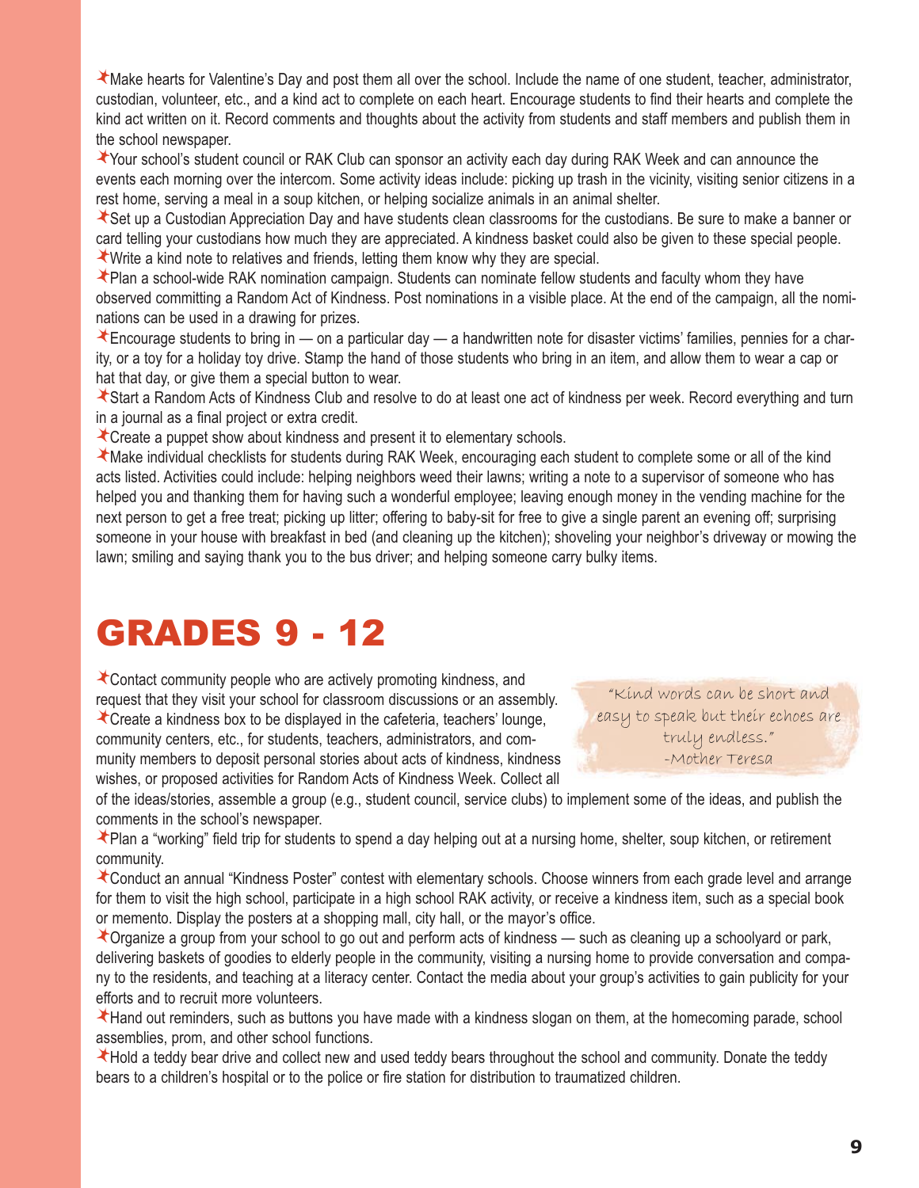- Make hearts for Valentine's Day and post them all over the school. Include the name of one student, teacher, administrator, custodian, volunteer, etc., and a kind act to complete on each heart. Encourage students to find their hearts and complete the kind act written on it. Record comments and thoughts about the activity from students and staff members and publish them in the school newspaper.
- Your school's student council or RAK Club can sponsor an activity each day during RAK Week and can announce the events each morning over the intercom. Some activity ideas include: picking up trash in the vicinity, visiting senior citizens in a rest home, serving a meal in a soup kitchen, or helping socialize animals in an animal shelter.
- Set up a Custodian Appreciation Day and have students clean classrooms for the custodians. Be sure to make a banner or card telling your custodians how much they are appreciated. A kindness basket could also be given to these special people.
- Write a kind note to relatives and friends, letting them know why they are special.
- Plan a school-wide RAK nomination campaign. Students can nominate fellow students and faculty whom they have observed committing a Random Act of Kindness. Post nominations in a visible place. At the end of the campaign, all the nominations can be used in a drawing for prizes.
- Encourage students to bring in — on a particular day — a handwritten note for disaster victims' families, pennies for a charity, or a toy for a holiday toy drive. Stamp the hand of those students who bring in an item, and allow them to wear a cap or hat that day, or give them a special button to wear.
- Start a Random Acts of Kindness Club and resolve to do at least one act of kindness per week. Record everything and turn in a journal as a final project or extra credit.
- Create a puppet show about kindness and present it to elementary schools.
- Make individual checklists for students during RAK Week, encouraging each student to complete some or all of the kind acts listed. Activities could include: helping neighbors weed their lawns; writing a note to a supervisor of someone who has helped you and thanking them for having such a wonderful employee; leaving enough money in the vending machine for the next person to get a free treat; picking up litter; offering to baby-sit for free to give a single parent an evening off; surprising someone in your house with breakfast in bed (and cleaning up the kitchen); shoveling your neighbor's driveway or mowing the lawn; smiling and saying thank you to the bus driver; and helping someone carry bulky items.

# GRADES 9 - 12

> "Kind words can be short and easy to speak but their echoes are truly endless."
> -Mother Teresa

- Contact community people who are actively promoting kindness, and request that they visit your school for classroom discussions or an assembly.
- Create a kindness box to be displayed in the cafeteria, teachers' lounge, community centers, etc., for students, teachers, administrators, and community members to deposit personal stories about acts of kindness, kindness wishes, or proposed activities for Random Acts of Kindness Week. Collect all of the ideas/stories, assemble a group (e.g., student council, service clubs) to implement some of the ideas, and publish the comments in the school's newspaper.
- Plan a "working" field trip for students to spend a day helping out at a nursing home, shelter, soup kitchen, or retirement community.
- Conduct an annual "Kindness Poster" contest with elementary schools. Choose winners from each grade level and arrange for them to visit the high school, participate in a high school RAK activity, or receive a kindness item, such as a special book or memento. Display the posters at a shopping mall, city hall, or the mayor's office.
- Organize a group from your school to go out and perform acts of kindness — such as cleaning up a schoolyard or park, delivering baskets of goodies to elderly people in the community, visiting a nursing home to provide conversation and company to the residents, and teaching at a literacy center. Contact the media about your group's activities to gain publicity for your efforts and to recruit more volunteers.
- Hand out reminders, such as buttons you have made with a kindness slogan on them, at the homecoming parade, school assemblies, prom, and other school functions.
- Hold a teddy bear drive and collect new and used teddy bears throughout the school and community. Donate the teddy bears to a children's hospital or to the police or fire station for distribution to traumatized children.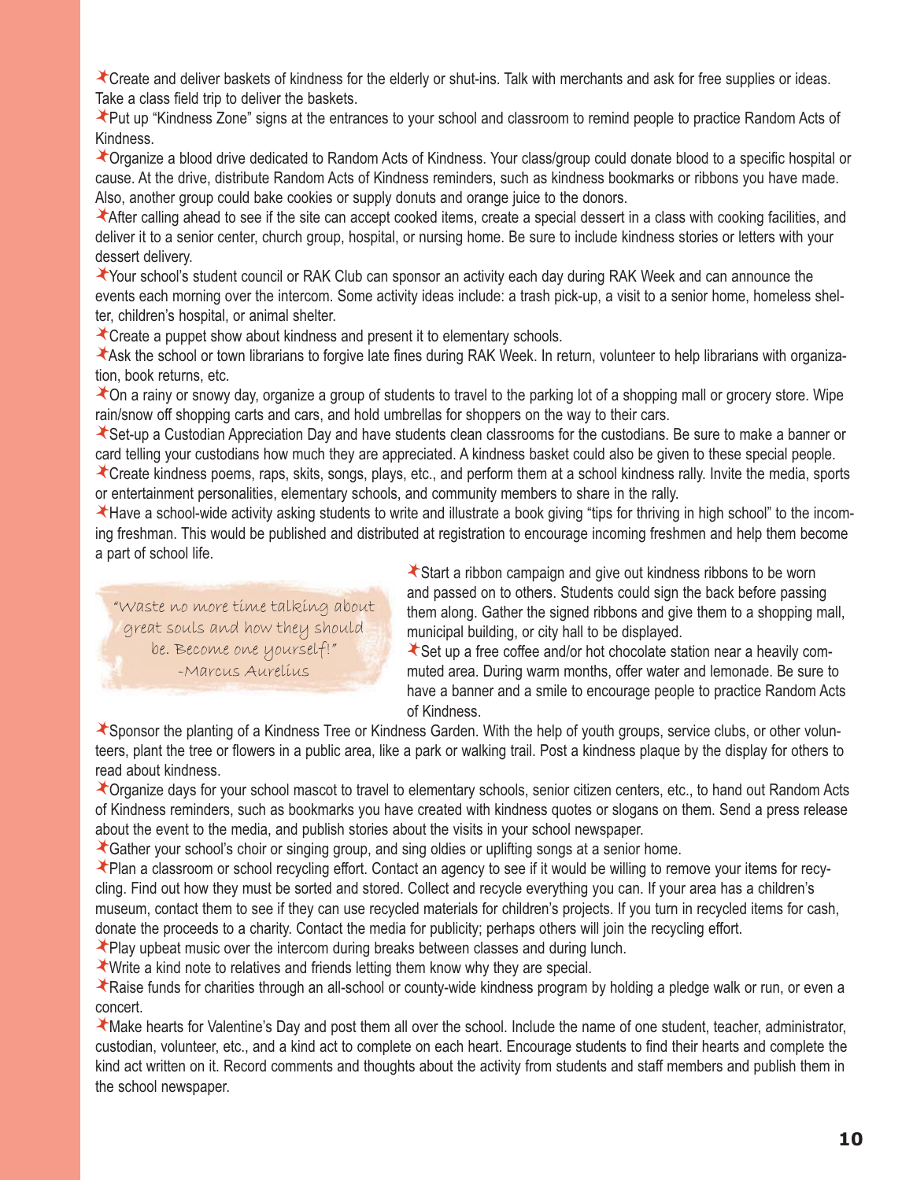- Create and deliver baskets of kindness for the elderly or shut-ins. Talk with merchants and ask for free supplies or ideas. Take a class field trip to deliver the baskets.
- Put up "Kindness Zone" signs at the entrances to your school and classroom to remind people to practice Random Acts of Kindness.
- Organize a blood drive dedicated to Random Acts of Kindness. Your class/group could donate blood to a specific hospital or cause. At the drive, distribute Random Acts of Kindness reminders, such as kindness bookmarks or ribbons you have made. Also, another group could bake cookies or supply donuts and orange juice to the donors.
- After calling ahead to see if the site can accept cooked items, create a special dessert in a class with cooking facilities, and deliver it to a senior center, church group, hospital, or nursing home. Be sure to include kindness stories or letters with your dessert delivery.
- Your school's student council or RAK Club can sponsor an activity each day during RAK Week and can announce the events each morning over the intercom. Some activity ideas include: a trash pick-up, a visit to a senior home, homeless shelter, children's hospital, or animal shelter.
- Create a puppet show about kindness and present it to elementary schools.
- Ask the school or town librarians to forgive late fines during RAK Week. In return, volunteer to help librarians with organization, book returns, etc.
- On a rainy or snowy day, organize a group of students to travel to the parking lot of a shopping mall or grocery store. Wipe rain/snow off shopping carts and cars, and hold umbrellas for shoppers on the way to their cars.
- Set-up a Custodian Appreciation Day and have students clean classrooms for the custodians. Be sure to make a banner or card telling your custodians how much they are appreciated. A kindness basket could also be given to these special people.
- Create kindness poems, raps, skits, songs, plays, etc., and perform them at a school kindness rally. Invite the media, sports or entertainment personalities, elementary schools, and community members to share in the rally.
- Have a school-wide activity asking students to write and illustrate a book giving "tips for thriving in high school" to the incoming freshman. This would be published and distributed at registration to encourage incoming freshmen and help them become a part of school life.
- Start a ribbon campaign and give out kindness ribbons to be worn and passed on to others. Students could sign the back before passing them along. Gather the signed ribbons and give them to a shopping mall, municipal building, or city hall to be displayed.
- Set up a free coffee and/or hot chocolate station near a heavily commuted area. During warm months, offer water and lemonade. Be sure to have a banner and a smile to encourage people to practice Random Acts of Kindness.

> "Waste no more time talking about great souls and how they should be. Become one yourself!"
> -Marcus Aurelius

- Sponsor the planting of a Kindness Tree or Kindness Garden. With the help of youth groups, service clubs, or other volunteers, plant the tree or flowers in a public area, like a park or walking trail. Post a kindness plaque by the display for others to read about kindness.
- Organize days for your school mascot to travel to elementary schools, senior citizen centers, etc., to hand out Random Acts of Kindness reminders, such as bookmarks you have created with kindness quotes or slogans on them. Send a press release about the event to the media, and publish stories about the visits in your school newspaper.
- Gather your school's choir or singing group, and sing oldies or uplifting songs at a senior home.
- Plan a classroom or school recycling effort. Contact an agency to see if it would be willing to remove your items for recycling. Find out how they must be sorted and stored. Collect and recycle everything you can. If your area has a children's museum, contact them to see if they can use recycled materials for children's projects. If you turn in recycled items for cash, donate the proceeds to a charity. Contact the media for publicity; perhaps others will join the recycling effort.
- Play upbeat music over the intercom during breaks between classes and during lunch.
- Write a kind note to relatives and friends letting them know why they are special.
- Raise funds for charities through an all-school or county-wide kindness program by holding a pledge walk or run, or even a concert.
- Make hearts for Valentine's Day and post them all over the school. Include the name of one student, teacher, administrator, custodian, volunteer, etc., and a kind act to complete on each heart. Encourage students to find their hearts and complete the kind act written on it. Record comments and thoughts about the activity from students and staff members and publish them in the school newspaper.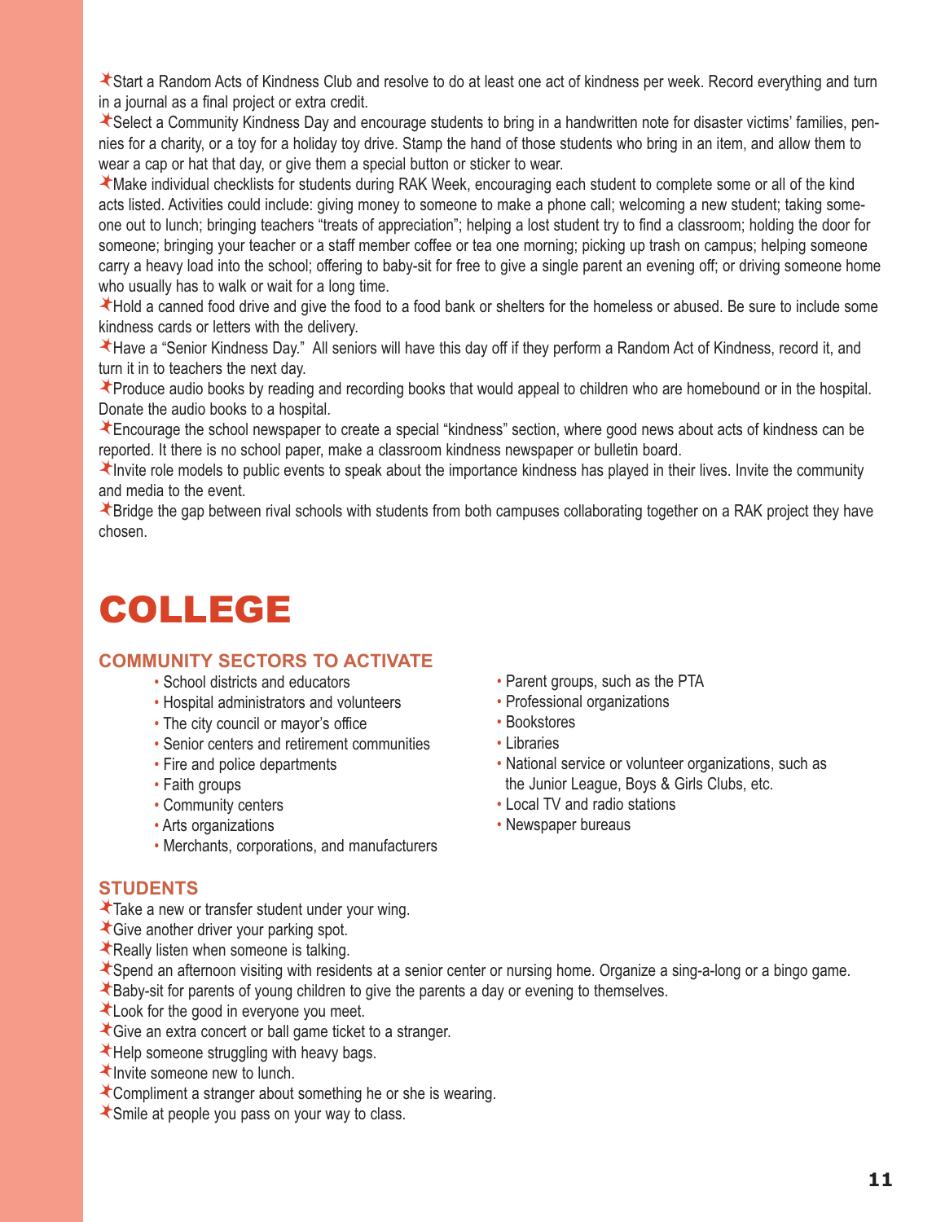- Start a Random Acts of Kindness Club and resolve to do at least one act of kindness per week. Record everything and turn in a journal as a final project or extra credit.
- Select a Community Kindness Day and encourage students to bring in a handwritten note for disaster victims' families, pennies for a charity, or a toy for a holiday toy drive. Stamp the hand of those students who bring in an item, and allow them to wear a cap or hat that day, or give them a special button or sticker to wear.
- Make individual checklists for students during RAK Week, encouraging each student to complete some or all of the kind acts listed. Activities could include: giving money to someone to make a phone call; welcoming a new student; taking someone out to lunch; bringing teachers "treats of appreciation"; helping a lost student try to find a classroom; holding the door for someone; bringing your teacher or a staff member coffee or tea one morning; picking up trash on campus; helping someone carry a heavy load into the school; offering to baby-sit for free to give a single parent an evening off; or driving someone home who usually has to walk or wait for a long time.
- Hold a canned food drive and give the food to a food bank or shelters for the homeless or abused. Be sure to include some kindness cards or letters with the delivery.
- Have a "Senior Kindness Day." All seniors will have this day off if they perform a Random Act of Kindness, record it, and turn it in to teachers the next day.
- Produce audio books by reading and recording books that would appeal to children who are homebound or in the hospital. Donate the audio books to a hospital.
- Encourage the school newspaper to create a special "kindness" section, where good news about acts of kindness can be reported. It there is no school paper, make a classroom kindness newspaper or bulletin board.
- Invite role models to public events to speak about the importance kindness has played in their lives. Invite the community and media to the event.
- Bridge the gap between rival schools with students from both campuses collaborating together on a RAK project they have chosen.

# COLLEGE

## COMMUNITY SECTORS TO ACTIVATE

- School districts and educators
- Hospital administrators and volunteers
- The city council or mayor's office
- Senior centers and retirement communities
- Fire and police departments
- Faith groups
- Community centers
- Arts organizations
- Merchants, corporations, and manufacturers
- Parent groups, such as the PTA
- Professional organizations
- Bookstores
- Libraries
- National service or volunteer organizations, such as the Junior League, Boys & Girls Clubs, etc.
- Local TV and radio stations
- Newspaper bureaus

## STUDENTS

- Take a new or transfer student under your wing.
- Give another driver your parking spot.
- Really listen when someone is talking.
- Spend an afternoon visiting with residents at a senior center or nursing home. Organize a sing-a-long or a bingo game.
- Baby-sit for parents of young children to give the parents a day or evening to themselves.
- Look for the good in everyone you meet.
- Give an extra concert or ball game ticket to a stranger.
- Help someone struggling with heavy bags.
- Invite someone new to lunch.
- Compliment a stranger about something he or she is wearing.
- Smile at people you pass on your way to class.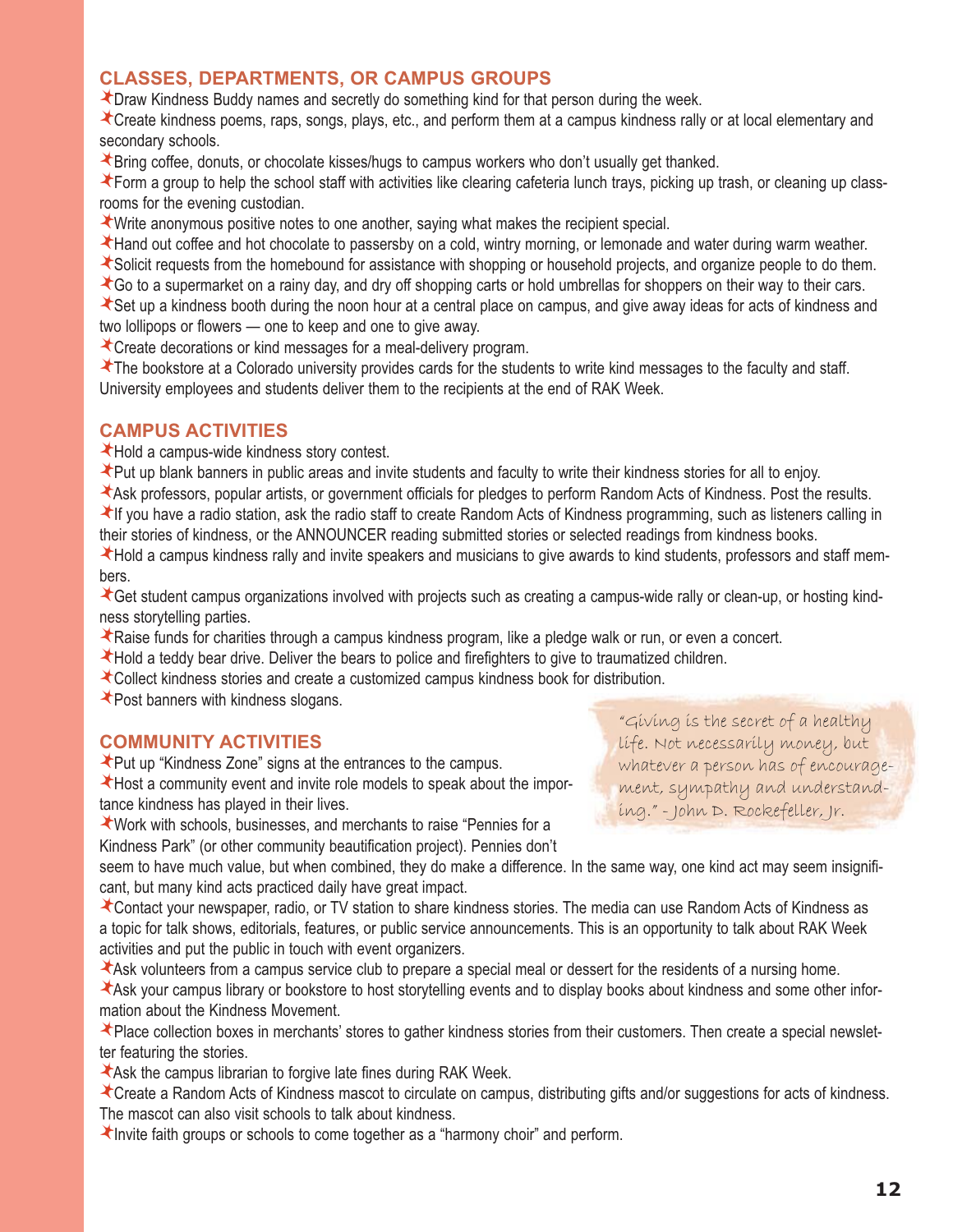## CLASSES, DEPARTMENTS, OR CAMPUS GROUPS

- Draw Kindness Buddy names and secretly do something kind for that person during the week.
- Create kindness poems, raps, songs, plays, etc., and perform them at a campus kindness rally or at local elementary and secondary schools.
- Bring coffee, donuts, or chocolate kisses/hugs to campus workers who don't usually get thanked.
- Form a group to help the school staff with activities like clearing cafeteria lunch trays, picking up trash, or cleaning up classrooms for the evening custodian.
- Write anonymous positive notes to one another, saying what makes the recipient special.
- Hand out coffee and hot chocolate to passersby on a cold, wintry morning, or lemonade and water during warm weather.
- Solicit requests from the homebound for assistance with shopping or household projects, and organize people to do them.
- Go to a supermarket on a rainy day, and dry off shopping carts or hold umbrellas for shoppers on their way to their cars.
- Set up a kindness booth during the noon hour at a central place on campus, and give away ideas for acts of kindness and two lollipops or flowers — one to keep and one to give away.
- Create decorations or kind messages for a meal-delivery program.
- The bookstore at a Colorado university provides cards for the students to write kind messages to the faculty and staff. University employees and students deliver them to the recipients at the end of RAK Week.

## CAMPUS ACTIVITIES

- Hold a campus-wide kindness story contest.
- Put up blank banners in public areas and invite students and faculty to write their kindness stories for all to enjoy.
- Ask professors, popular artists, or government officials for pledges to perform Random Acts of Kindness. Post the results.
- If you have a radio station, ask the radio staff to create Random Acts of Kindness programming, such as listeners calling in their stories of kindness, or the ANNOUNCER reading submitted stories or selected readings from kindness books.
- Hold a campus kindness rally and invite speakers and musicians to give awards to kind students, professors and staff members.
- Get student campus organizations involved with projects such as creating a campus-wide rally or clean-up, or hosting kindness storytelling parties.
- Raise funds for charities through a campus kindness program, like a pledge walk or run, or even a concert.
- Hold a teddy bear drive. Deliver the bears to police and firefighters to give to traumatized children.
- Collect kindness stories and create a customized campus kindness book for distribution.
- Post banners with kindness slogans.

## COMMUNITY ACTIVITIES

- Put up "Kindness Zone" signs at the entrances to the campus.
- Host a community event and invite role models to speak about the importance kindness has played in their lives.
- Work with schools, businesses, and merchants to raise "Pennies for a Kindness Park" (or other community beautification project). Pennies don't seem to have much value, but when combined, they do make a difference. In the same way, one kind act may seem insignificant, but many kind acts practiced daily have great impact.
- Contact your newspaper, radio, or TV station to share kindness stories. The media can use Random Acts of Kindness as a topic for talk shows, editorials, features, or public service announcements. This is an opportunity to talk about RAK Week activities and put the public in touch with event organizers.
- Ask volunteers from a campus service club to prepare a special meal or dessert for the residents of a nursing home.
- Ask your campus library or bookstore to host storytelling events and to display books about kindness and some other information about the Kindness Movement.
- Place collection boxes in merchants' stores to gather kindness stories from their customers. Then create a special newsletter featuring the stories.
- Ask the campus librarian to forgive late fines during RAK Week.
- Create a Random Acts of Kindness mascot to circulate on campus, distributing gifts and/or suggestions for acts of kindness. The mascot can also visit schools to talk about kindness.
- Invite faith groups or schools to come together as a "harmony choir" and perform.

*"Giving is the secret of a healthy life. Not necessarily money, but whatever a person has of encouragement, sympathy and understanding." - John D. Rockefeller, Jr.*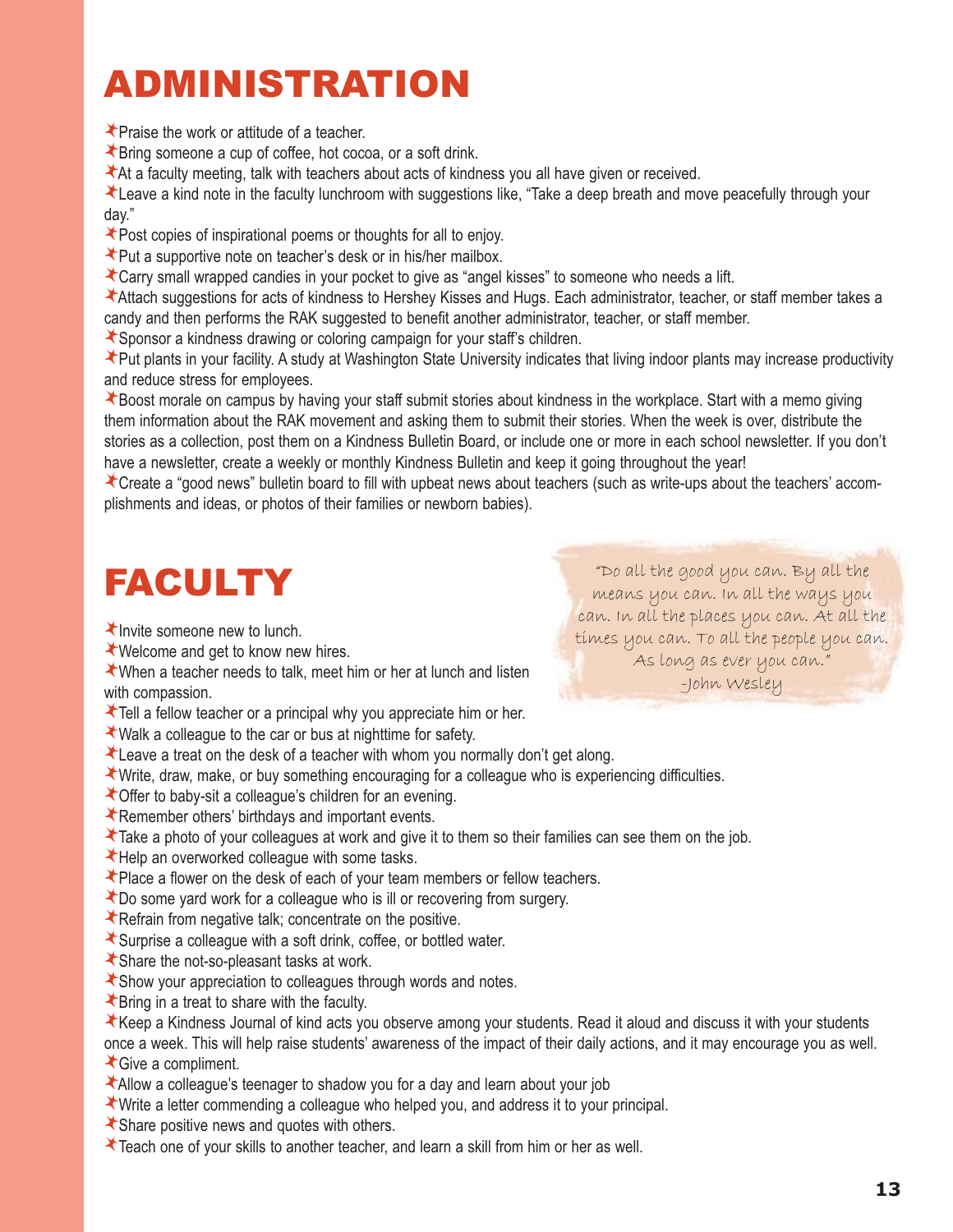# ADMINISTRATION

- Praise the work or attitude of a teacher.
- Bring someone a cup of coffee, hot cocoa, or a soft drink.
- At a faculty meeting, talk with teachers about acts of kindness you all have given or received.
- Leave a kind note in the faculty lunchroom with suggestions like, "Take a deep breath and move peacefully through your day."
- Post copies of inspirational poems or thoughts for all to enjoy.
- Put a supportive note on teacher's desk or in his/her mailbox.
- Carry small wrapped candies in your pocket to give as "angel kisses" to someone who needs a lift.
- Attach suggestions for acts of kindness to Hershey Kisses and Hugs. Each administrator, teacher, or staff member takes a candy and then performs the RAK suggested to benefit another administrator, teacher, or staff member.
- Sponsor a kindness drawing or coloring campaign for your staff's children.
- Put plants in your facility. A study at Washington State University indicates that living indoor plants may increase productivity and reduce stress for employees.
- Boost morale on campus by having your staff submit stories about kindness in the workplace. Start with a memo giving them information about the RAK movement and asking them to submit their stories. When the week is over, distribute the stories as a collection, post them on a Kindness Bulletin Board, or include one or more in each school newsletter. If you don't have a newsletter, create a weekly or monthly Kindness Bulletin and keep it going throughout the year!
- Create a "good news" bulletin board to fill with upbeat news about teachers (such as write-ups about the teachers' accomplishments and ideas, or photos of their families or newborn babies).

# FACULTY

> "Do all the good you can. By all the means you can. In all the ways you can. In all the places you can. At all the times you can. To all the people you can. As long as ever you can."
> -John Wesley

- Invite someone new to lunch.
- Welcome and get to know new hires.
- When a teacher needs to talk, meet him or her at lunch and listen with compassion.
- Tell a fellow teacher or a principal why you appreciate him or her.
- Walk a colleague to the car or bus at nighttime for safety.
- Leave a treat on the desk of a teacher with whom you normally don't get along.
- Write, draw, make, or buy something encouraging for a colleague who is experiencing difficulties.
- Offer to baby-sit a colleague's children for an evening.
- Remember others' birthdays and important events.
- Take a photo of your colleagues at work and give it to them so their families can see them on the job.
- Help an overworked colleague with some tasks.
- Place a flower on the desk of each of your team members or fellow teachers.
- Do some yard work for a colleague who is ill or recovering from surgery.
- Refrain from negative talk; concentrate on the positive.
- Surprise a colleague with a soft drink, coffee, or bottled water.
- Share the not-so-pleasant tasks at work.
- Show your appreciation to colleagues through words and notes.
- Bring in a treat to share with the faculty.
- Keep a Kindness Journal of kind acts you observe among your students. Read it aloud and discuss it with your students once a week. This will help raise students' awareness of the impact of their daily actions, and it may encourage you as well.
- Give a compliment.
- Allow a colleague's teenager to shadow you for a day and learn about your job
- Write a letter commending a colleague who helped you, and address it to your principal.
- Share positive news and quotes with others.
- Teach one of your skills to another teacher, and learn a skill from him or her as well.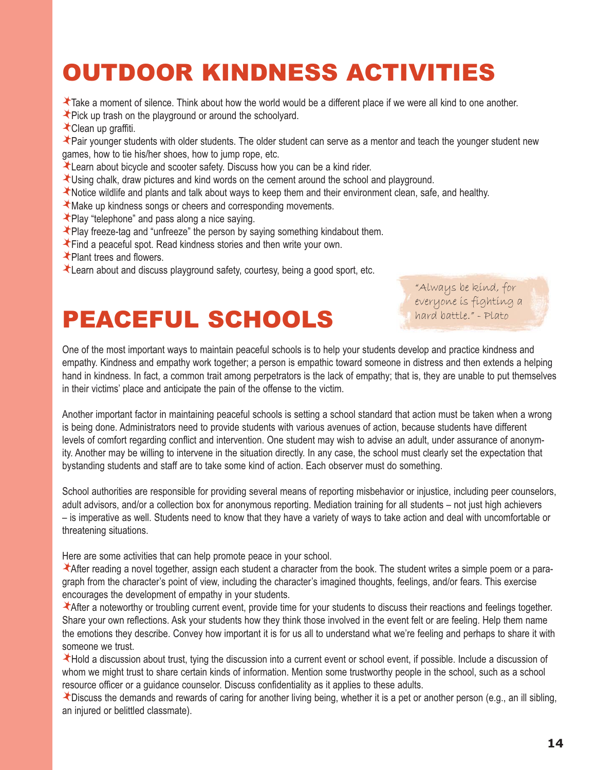# OUTDOOR KINDNESS ACTIVITIES

- Take a moment of silence. Think about how the world would be a different place if we were all kind to one another.
- Pick up trash on the playground or around the schoolyard.
- Clean up graffiti.
- Pair younger students with older students. The older student can serve as a mentor and teach the younger student new games, how to tie his/her shoes, how to jump rope, etc.
- Learn about bicycle and scooter safety. Discuss how you can be a kind rider.
- Using chalk, draw pictures and kind words on the cement around the school and playground.
- Notice wildlife and plants and talk about ways to keep them and their environment clean, safe, and healthy.
- Make up kindness songs or cheers and corresponding movements.
- Play "telephone" and pass along a nice saying.
- Play freeze-tag and "unfreeze" the person by saying something kindabout them.
- Find a peaceful spot. Read kindness stories and then write your own.
- Plant trees and flowers.
- Learn about and discuss playground safety, courtesy, being a good sport, etc.

# PEACEFUL SCHOOLS

*"Always be kind, for everyone is fighting a hard battle." - Plato*

One of the most important ways to maintain peaceful schools is to help your students develop and practice kindness and empathy. Kindness and empathy work together; a person is empathic toward someone in distress and then extends a helping hand in kindness. In fact, a common trait among perpetrators is the lack of empathy; that is, they are unable to put themselves in their victims' place and anticipate the pain of the offense to the victim.

Another important factor in maintaining peaceful schools is setting a school standard that action must be taken when a wrong is being done. Administrators need to provide students with various avenues of action, because students have different levels of comfort regarding conflict and intervention. One student may wish to advise an adult, under assurance of anonymity. Another may be willing to intervene in the situation directly. In any case, the school must clearly set the expectation that bystanding students and staff are to take some kind of action. Each observer must do something.

School authorities are responsible for providing several means of reporting misbehavior or injustice, including peer counselors, adult advisors, and/or a collection box for anonymous reporting. Mediation training for all students – not just high achievers – is imperative as well. Students need to know that they have a variety of ways to take action and deal with uncomfortable or threatening situations.

Here are some activities that can help promote peace in your school.

- After reading a novel together, assign each student a character from the book. The student writes a simple poem or a paragraph from the character's point of view, including the character's imagined thoughts, feelings, and/or fears. This exercise encourages the development of empathy in your students.
- After a noteworthy or troubling current event, provide time for your students to discuss their reactions and feelings together. Share your own reflections. Ask your students how they think those involved in the event felt or are feeling. Help them name the emotions they describe. Convey how important it is for us all to understand what we're feeling and perhaps to share it with someone we trust.
- Hold a discussion about trust, tying the discussion into a current event or school event, if possible. Include a discussion of whom we might trust to share certain kinds of information. Mention some trustworthy people in the school, such as a school resource officer or a guidance counselor. Discuss confidentiality as it applies to these adults.
- Discuss the demands and rewards of caring for another living being, whether it is a pet or another person (e.g., an ill sibling, an injured or belittled classmate).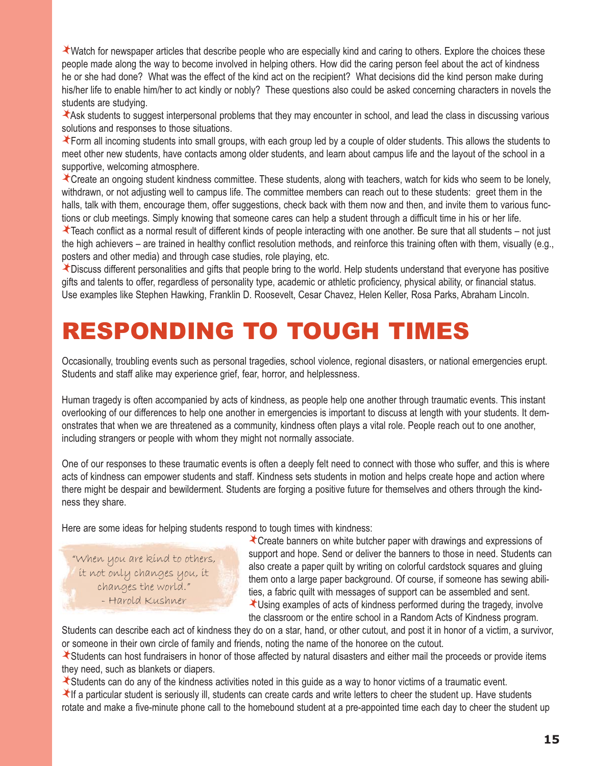- Watch for newspaper articles that describe people who are especially kind and caring to others. Explore the choices these people made along the way to become involved in helping others. How did the caring person feel about the act of kindness he or she had done? What was the effect of the kind act on the recipient? What decisions did the kind person make during his/her life to enable him/her to act kindly or nobly? These questions also could be asked concerning characters in novels the students are studying.
- Ask students to suggest interpersonal problems that they may encounter in school, and lead the class in discussing various solutions and responses to those situations.
- Form all incoming students into small groups, with each group led by a couple of older students. This allows the students to meet other new students, have contacts among older students, and learn about campus life and the layout of the school in a supportive, welcoming atmosphere.
- Create an ongoing student kindness committee. These students, along with teachers, watch for kids who seem to be lonely, withdrawn, or not adjusting well to campus life. The committee members can reach out to these students: greet them in the halls, talk with them, encourage them, offer suggestions, check back with them now and then, and invite them to various functions or club meetings. Simply knowing that someone cares can help a student through a difficult time in his or her life.
- Teach conflict as a normal result of different kinds of people interacting with one another. Be sure that all students – not just the high achievers – are trained in healthy conflict resolution methods, and reinforce this training often with them, visually (e.g., posters and other media) and through case studies, role playing, etc.
- Discuss different personalities and gifts that people bring to the world. Help students understand that everyone has positive gifts and talents to offer, regardless of personality type, academic or athletic proficiency, physical ability, or financial status. Use examples like Stephen Hawking, Franklin D. Roosevelt, Cesar Chavez, Helen Keller, Rosa Parks, Abraham Lincoln.

# RESPONDING TO TOUGH TIMES

Occasionally, troubling events such as personal tragedies, school violence, regional disasters, or national emergencies erupt. Students and staff alike may experience grief, fear, horror, and helplessness.

Human tragedy is often accompanied by acts of kindness, as people help one another through traumatic events. This instant overlooking of our differences to help one another in emergencies is important to discuss at length with your students. It demonstrates that when we are threatened as a community, kindness often plays a vital role. People reach out to one another, including strangers or people with whom they might not normally associate.

One of our responses to these traumatic events is often a deeply felt need to connect with those who suffer, and this is where acts of kindness can empower students and staff. Kindness sets students in motion and helps create hope and action where there might be despair and bewilderment. Students are forging a positive future for themselves and others through the kindness they share.

Here are some ideas for helping students respond to tough times with kindness:

> "When you are kind to others, it not only changes you, it changes the world."
> - Harold Kushner

- Create banners on white butcher paper with drawings and expressions of support and hope. Send or deliver the banners to those in need. Students can also create a paper quilt by writing on colorful cardstock squares and gluing them onto a large paper background. Of course, if someone has sewing abilities, a fabric quilt with messages of support can be assembled and sent.
- Using examples of acts of kindness performed during the tragedy, involve the classroom or the entire school in a Random Acts of Kindness program. Students can describe each act of kindness they do on a star, hand, or other cutout, and post it in honor of a victim, a survivor, or someone in their own circle of family and friends, noting the name of the honoree on the cutout.
- Students can host fundraisers in honor of those affected by natural disasters and either mail the proceeds or provide items they need, such as blankets or diapers.
- Students can do any of the kindness activities noted in this guide as a way to honor victims of a traumatic event.
- If a particular student is seriously ill, students can create cards and write letters to cheer the student up. Have students rotate and make a five-minute phone call to the homebound student at a pre-appointed time each day to cheer the student up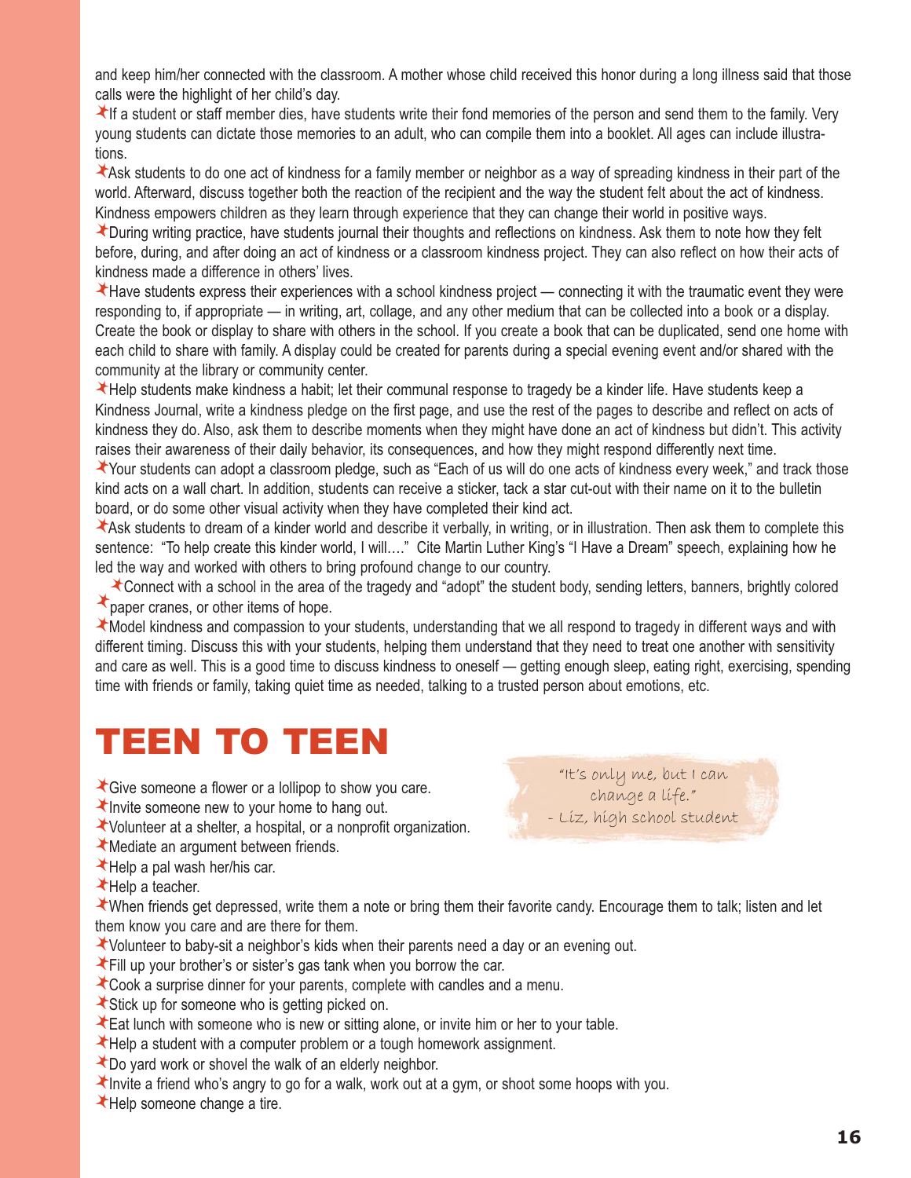and keep him/her connected with the classroom. A mother whose child received this honor during a long illness said that those calls were the highlight of her child's day.

- If a student or staff member dies, have students write their fond memories of the person and send them to the family. Very young students can dictate those memories to an adult, who can compile them into a booklet. All ages can include illustrations.
- Ask students to do one act of kindness for a family member or neighbor as a way of spreading kindness in their part of the world. Afterward, discuss together both the reaction of the recipient and the way the student felt about the act of kindness. Kindness empowers children as they learn through experience that they can change their world in positive ways.
- During writing practice, have students journal their thoughts and reflections on kindness. Ask them to note how they felt before, during, and after doing an act of kindness or a classroom kindness project. They can also reflect on how their acts of kindness made a difference in others' lives.
- Have students express their experiences with a school kindness project — connecting it with the traumatic event they were responding to, if appropriate — in writing, art, collage, and any other medium that can be collected into a book or a display. Create the book or display to share with others in the school. If you create a book that can be duplicated, send one home with each child to share with family. A display could be created for parents during a special evening event and/or shared with the community at the library or community center.
- Help students make kindness a habit; let their communal response to tragedy be a kinder life. Have students keep a Kindness Journal, write a kindness pledge on the first page, and use the rest of the pages to describe and reflect on acts of kindness they do. Also, ask them to describe moments when they might have done an act of kindness but didn't. This activity raises their awareness of their daily behavior, its consequences, and how they might respond differently next time.
- Your students can adopt a classroom pledge, such as "Each of us will do one acts of kindness every week," and track those kind acts on a wall chart. In addition, students can receive a sticker, tack a star cut-out with their name on it to the bulletin board, or do some other visual activity when they have completed their kind act.
- Ask students to dream of a kinder world and describe it verbally, in writing, or in illustration. Then ask them to complete this sentence: "To help create this kinder world, I will…." Cite Martin Luther King's "I Have a Dream" speech, explaining how he led the way and worked with others to bring profound change to our country.
- Connect with a school in the area of the tragedy and "adopt" the student body, sending letters, banners, brightly colored paper cranes, or other items of hope.
- Model kindness and compassion to your students, understanding that we all respond to tragedy in different ways and with different timing. Discuss this with your students, helping them understand that they need to treat one another with sensitivity and care as well. This is a good time to discuss kindness to oneself — getting enough sleep, eating right, exercising, spending time with friends or family, taking quiet time as needed, talking to a trusted person about emotions, etc.

# TEEN TO TEEN

> "It's only me, but I can change a life."
> - Liz, high school student

- Give someone a flower or a lollipop to show you care.
- Invite someone new to your home to hang out.
- Volunteer at a shelter, a hospital, or a nonprofit organization.
- Mediate an argument between friends.
- Help a pal wash her/his car.
- Help a teacher.
- When friends get depressed, write them a note or bring them their favorite candy. Encourage them to talk; listen and let them know you care and are there for them.
- Volunteer to baby-sit a neighbor's kids when their parents need a day or an evening out.
- Fill up your brother's or sister's gas tank when you borrow the car.
- Cook a surprise dinner for your parents, complete with candles and a menu.
- Stick up for someone who is getting picked on.
- Eat lunch with someone who is new or sitting alone, or invite him or her to your table.
- Help a student with a computer problem or a tough homework assignment.
- Do yard work or shovel the walk of an elderly neighbor.
- Invite a friend who's angry to go for a walk, work out at a gym, or shoot some hoops with you.
- Help someone change a tire.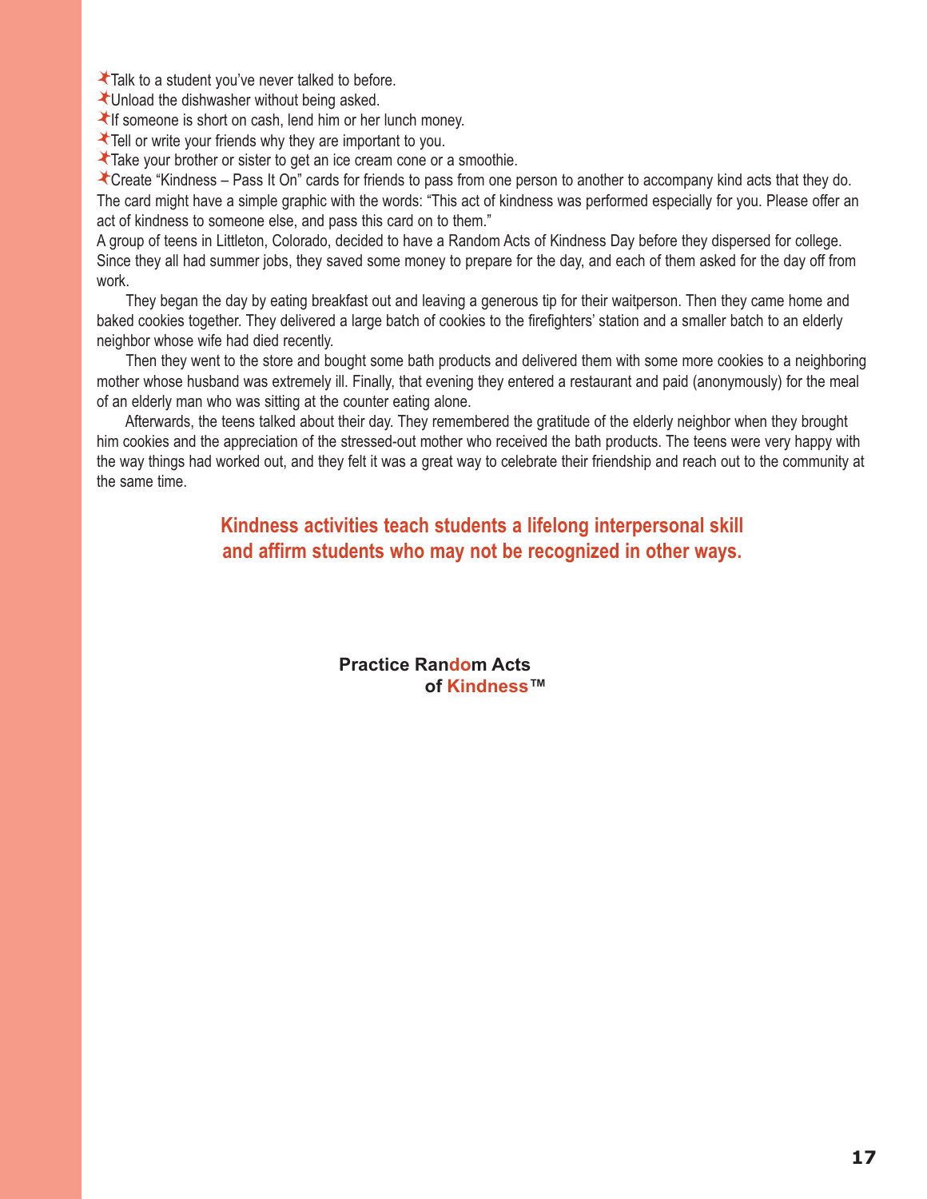- Talk to a student you've never talked to before.
- Unload the dishwasher without being asked.
- If someone is short on cash, lend him or her lunch money.
- Tell or write your friends why they are important to you.
- Take your brother or sister to get an ice cream cone or a smoothie.
- Create "Kindness – Pass It On" cards for friends to pass from one person to another to accompany kind acts that they do. The card might have a simple graphic with the words: "This act of kindness was performed especially for you. Please offer an act of kindness to someone else, and pass this card on to them."

A group of teens in Littleton, Colorado, decided to have a Random Acts of Kindness Day before they dispersed for college. Since they all had summer jobs, they saved some money to prepare for the day, and each of them asked for the day off from work.

They began the day by eating breakfast out and leaving a generous tip for their waitperson. Then they came home and baked cookies together. They delivered a large batch of cookies to the firefighters' station and a smaller batch to an elderly neighbor whose wife had died recently.

Then they went to the store and bought some bath products and delivered them with some more cookies to a neighboring mother whose husband was extremely ill. Finally, that evening they entered a restaurant and paid (anonymously) for the meal of an elderly man who was sitting at the counter eating alone.

Afterwards, the teens talked about their day. They remembered the gratitude of the elderly neighbor when they brought him cookies and the appreciation of the stressed-out mother who received the bath products. The teens were very happy with the way things had worked out, and they felt it was a great way to celebrate their friendship and reach out to the community at the same time.

**Kindness activities teach students a lifelong interpersonal skill and affirm students who may not be recognized in other ways.**

**Practice Random Acts of Kindness™**